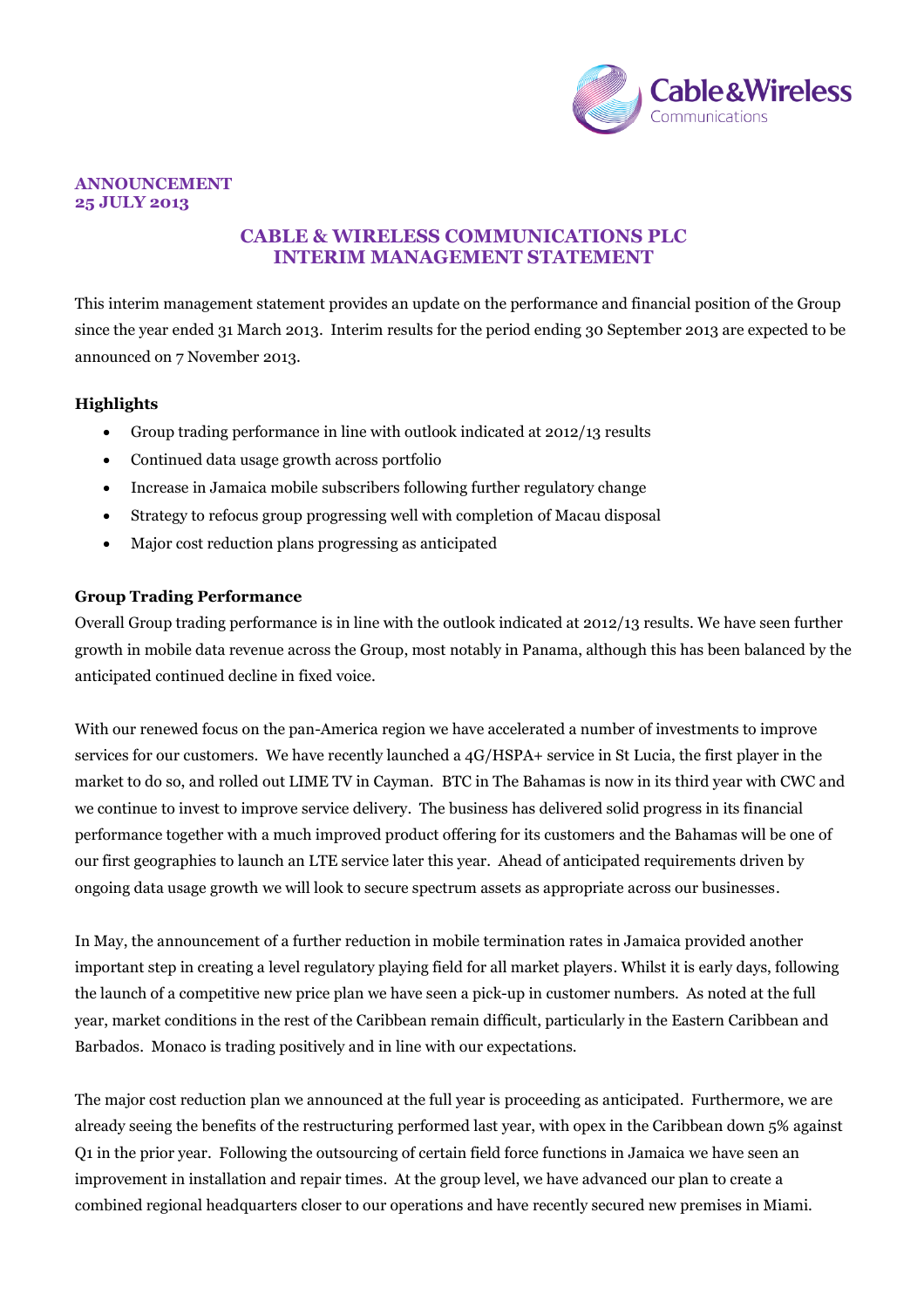**ANNOUNCEMENT**
**25 JULY 2013**

# CABLE & WIRELESS COMMUNICATIONS PLC
# INTERIM MANAGEMENT STATEMENT

This interim management statement provides an update on the performance and financial position of the Group since the year ended 31 March 2013. Interim results for the period ending 30 September 2013 are expected to be announced on 7 November 2013.

### Highlights

- Group trading performance in line with outlook indicated at 2012/13 results
- Continued data usage growth across portfolio
- Increase in Jamaica mobile subscribers following further regulatory change
- Strategy to refocus group progressing well with completion of Macau disposal
- Major cost reduction plans progressing as anticipated

### Group Trading Performance

Overall Group trading performance is in line with the outlook indicated at 2012/13 results. We have seen further growth in mobile data revenue across the Group, most notably in Panama, although this has been balanced by the anticipated continued decline in fixed voice.

With our renewed focus on the pan-America region we have accelerated a number of investments to improve services for our customers. We have recently launched a 4G/HSPA+ service in St Lucia, the first player in the market to do so, and rolled out LIME TV in Cayman. BTC in The Bahamas is now in its third year with CWC and we continue to invest to improve service delivery. The business has delivered solid progress in its financial performance together with a much improved product offering for its customers and the Bahamas will be one of our first geographies to launch an LTE service later this year. Ahead of anticipated requirements driven by ongoing data usage growth we will look to secure spectrum assets as appropriate across our businesses.

In May, the announcement of a further reduction in mobile termination rates in Jamaica provided another important step in creating a level regulatory playing field for all market players. Whilst it is early days, following the launch of a competitive new price plan we have seen a pick-up in customer numbers. As noted at the full year, market conditions in the rest of the Caribbean remain difficult, particularly in the Eastern Caribbean and Barbados. Monaco is trading positively and in line with our expectations.

The major cost reduction plan we announced at the full year is proceeding as anticipated. Furthermore, we are already seeing the benefits of the restructuring performed last year, with opex in the Caribbean down 5% against Q1 in the prior year. Following the outsourcing of certain field force functions in Jamaica we have seen an improvement in installation and repair times. At the group level, we have advanced our plan to create a combined regional headquarters closer to our operations and have recently secured new premises in Miami.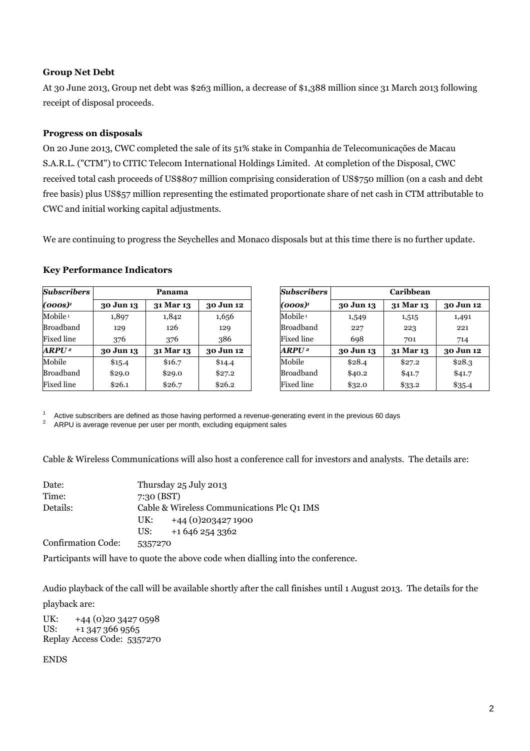**Group Net Debt**

At 30 June 2013, Group net debt was $263 million, a decrease of $1,388 million since 31 March 2013 following receipt of disposal proceeds.

**Progress on disposals**

On 20 June 2013, CWC completed the sale of its 51% stake in Companhia de Telecomunicações de Macau S.A.R.L. ("CTM") to CITIC Telecom International Holdings Limited. At completion of the Disposal, CWC received total cash proceeds of US$807 million comprising consideration of US$750 million (on a cash and debt free basis) plus US$57 million representing the estimated proportionate share of net cash in CTM attributable to CWC and initial working capital adjustments.

We are continuing to progress the Seychelles and Monaco disposals but at this time there is no further update.

**Key Performance Indicators**

| ***Subscribers*** | **Panama** | | |
|---|---|---|---|
| ***(000s)***[1] | **30 Jun 13** | **31 Mar 13** | **30 Jun 12** |
| Mobile[1] | 1,897 | 1,842 | 1,656 |
| Broadband | 129 | 126 | 129 |
| Fixed line | 376 | 376 | 386 |
| ***ARPU***[2] | **30 Jun 13** | **31 Mar 13** | **30 Jun 12** |
| Mobile | $15.4 | $16.7 | $14.4 |
| Broadband | $29.0 | $29.0 | $27.2 |
| Fixed line | $26.1 | $26.7 | $26.2 |

| ***Subscribers*** | **Caribbean** | | |
|---|---|---|---|
| ***(000s)***[1] | **30 Jun 13** | **31 Mar 13** | **30 Jun 12** |
| Mobile[1] | 1,549 | 1,515 | 1,491 |
| Broadband | 227 | 223 | 221 |
| Fixed line | 698 | 701 | 714 |
| ***ARPU***[2] | **30 Jun 13** | **31 Mar 13** | **30 Jun 12** |
| Mobile | $28.4 | $27.2 | $28.3 |
| Broadband | $40.2 | $41.7 | $41.7 |
| Fixed line | $32.0 | $33.2 | $35.4 |

[1] Active subscribers are defined as those having performed a revenue-generating event in the previous 60 days
[2] ARPU is average revenue per user per month, excluding equipment sales

Cable & Wireless Communications will also host a conference call for investors and analysts. The details are:

Date: Thursday 25 July 2013
Time: 7:30 (BST)
Details: Cable & Wireless Communications Plc Q1 IMS
UK: +44 (0)203427 1900
US: +1 646 254 3362
Confirmation Code: 5357270

Participants will have to quote the above code when dialling into the conference.

Audio playback of the call will be available shortly after the call finishes until 1 August 2013. The details for the playback are:

UK: +44 (0)20 3427 0598
US: +1 347 366 9565
Replay Access Code: 5357270

ENDS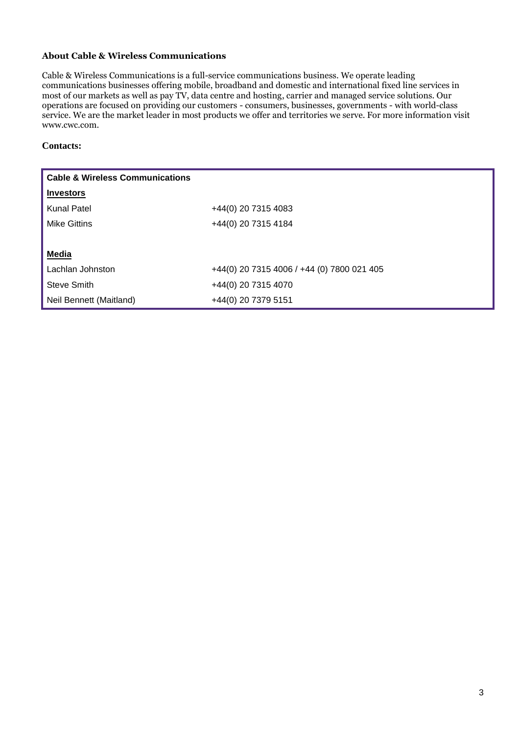**About Cable & Wireless Communications**

Cable & Wireless Communications is a full-service communications business. We operate leading communications businesses offering mobile, broadband and domestic and international fixed line services in most of our markets as well as pay TV, data centre and hosting, carrier and managed service solutions. Our operations are focused on providing our customers - consumers, businesses, governments - with world-class service. We are the market leader in most products we offer and territories we serve. For more information visit www.cwc.com.

**Contacts:**

| | |
|---|---|
| **Cable & Wireless Communications** | |
| **Investors** | |
| Kunal Patel | +44(0) 20 7315 4083 |
| Mike Gittins | +44(0) 20 7315 4184 |
| | |
| **Media** | |
| Lachlan Johnston | +44(0) 20 7315 4006 / +44 (0) 7800 021 405 |
| Steve Smith | +44(0) 20 7315 4070 |
| Neil Bennett (Maitland) | +44(0) 20 7379 5151 |